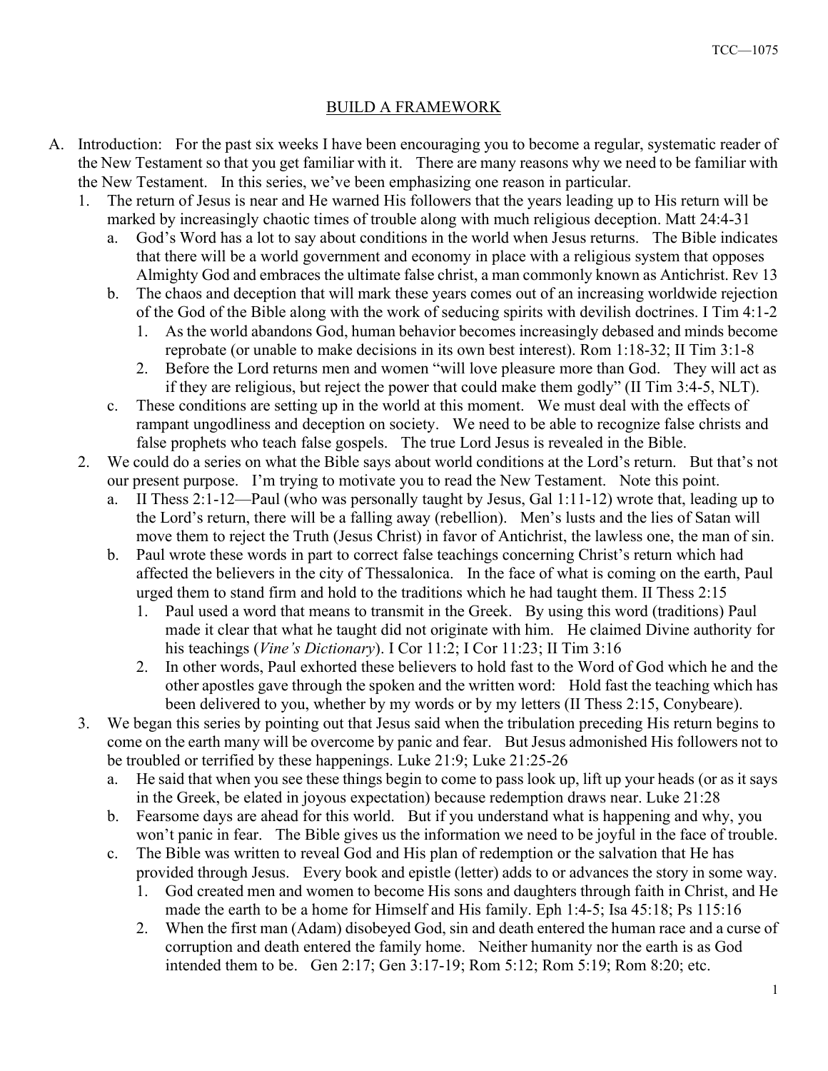# BUILD A FRAMEWORK

A. Introduction: For the past six weeks I have been encouraging you to become a regular, systematic reader of the New Testament so that you get familiar with it. There are many reasons why we need to be familiar with the New Testament. In this series, we've been emphasizing one reason in particular.

1. The return of Jesus is near and He warned His followers that the years leading up to His return will be marked by increasingly chaotic times of trouble along with much religious deception. Matt 24:4-31
   a. God's Word has a lot to say about conditions in the world when Jesus returns. The Bible indicates that there will be a world government and economy in place with a religious system that opposes Almighty God and embraces the ultimate false christ, a man commonly known as Antichrist. Rev 13
   b. The chaos and deception that will mark these years comes out of an increasing worldwide rejection of the God of the Bible along with the work of seducing spirits with devilish doctrines. I Tim 4:1-2
      1. As the world abandons God, human behavior becomes increasingly debased and minds become reprobate (or unable to make decisions in its own best interest). Rom 1:18-32; II Tim 3:1-8
      2. Before the Lord returns men and women "will love pleasure more than God. They will act as if they are religious, but reject the power that could make them godly" (II Tim 3:4-5, NLT).
   c. These conditions are setting up in the world at this moment. We must deal with the effects of rampant ungodliness and deception on society. We need to be able to recognize false christs and false prophets who teach false gospels. The true Lord Jesus is revealed in the Bible.
2. We could do a series on what the Bible says about world conditions at the Lord's return. But that's not our present purpose. I'm trying to motivate you to read the New Testament. Note this point.
   a. II Thess 2:1-12—Paul (who was personally taught by Jesus, Gal 1:11-12) wrote that, leading up to the Lord's return, there will be a falling away (rebellion). Men's lusts and the lies of Satan will move them to reject the Truth (Jesus Christ) in favor of Antichrist, the lawless one, the man of sin.
   b. Paul wrote these words in part to correct false teachings concerning Christ's return which had affected the believers in the city of Thessalonica. In the face of what is coming on the earth, Paul urged them to stand firm and hold to the traditions which he had taught them. II Thess 2:15
      1. Paul used a word that means to transmit in the Greek. By using this word (traditions) Paul made it clear that what he taught did not originate with him. He claimed Divine authority for his teachings (*Vine's Dictionary*). I Cor 11:2; I Cor 11:23; II Tim 3:16
      2. In other words, Paul exhorted these believers to hold fast to the Word of God which he and the other apostles gave through the spoken and the written word: Hold fast the teaching which has been delivered to you, whether by my words or by my letters (II Thess 2:15, Conybeare).
3. We began this series by pointing out that Jesus said when the tribulation preceding His return begins to come on the earth many will be overcome by panic and fear. But Jesus admonished His followers not to be troubled or terrified by these happenings. Luke 21:9; Luke 21:25-26
   a. He said that when you see these things begin to come to pass look up, lift up your heads (or as it says in the Greek, be elated in joyous expectation) because redemption draws near. Luke 21:28
   b. Fearsome days are ahead for this world. But if you understand what is happening and why, you won't panic in fear. The Bible gives us the information we need to be joyful in the face of trouble.
   c. The Bible was written to reveal God and His plan of redemption or the salvation that He has provided through Jesus. Every book and epistle (letter) adds to or advances the story in some way.
      1. God created men and women to become His sons and daughters through faith in Christ, and He made the earth to be a home for Himself and His family. Eph 1:4-5; Isa 45:18; Ps 115:16
      2. When the first man (Adam) disobeyed God, sin and death entered the human race and a curse of corruption and death entered the family home. Neither humanity nor the earth is as God intended them to be. Gen 2:17; Gen 3:17-19; Rom 5:12; Rom 5:19; Rom 8:20; etc.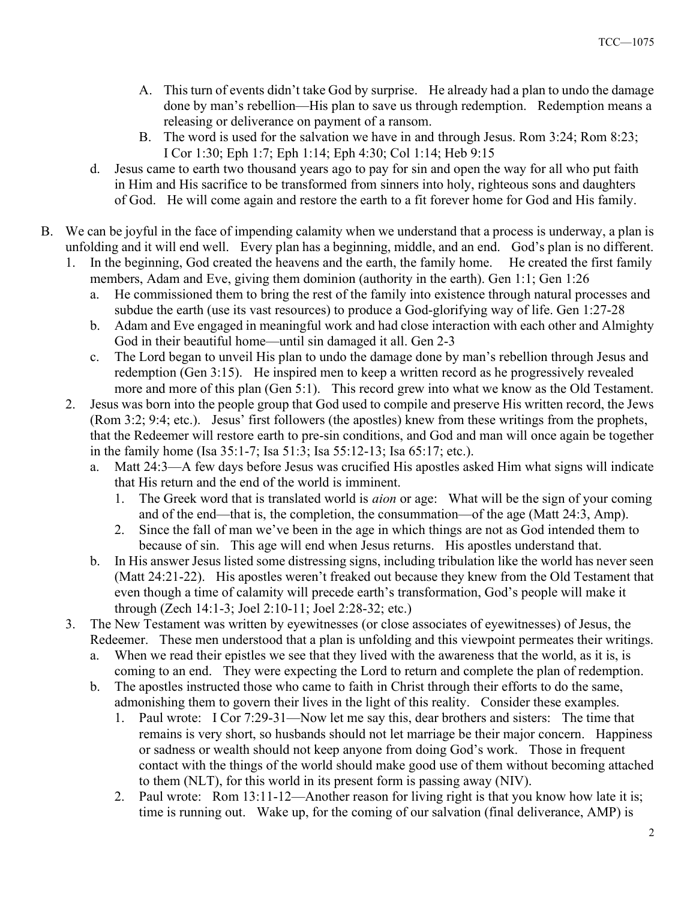A. This turn of events didn't take God by surprise. He already had a plan to undo the damage done by man's rebellion—His plan to save us through redemption. Redemption means a releasing or deliverance on payment of a ransom.

B. The word is used for the salvation we have in and through Jesus. Rom 3:24; Rom 8:23; I Cor 1:30; Eph 1:7; Eph 1:14; Eph 4:30; Col 1:14; Heb 9:15

d. Jesus came to earth two thousand years ago to pay for sin and open the way for all who put faith in Him and His sacrifice to be transformed from sinners into holy, righteous sons and daughters of God. He will come again and restore the earth to a fit forever home for God and His family.

B. We can be joyful in the face of impending calamity when we understand that a process is underway, a plan is unfolding and it will end well. Every plan has a beginning, middle, and an end. God's plan is no different.

1. In the beginning, God created the heavens and the earth, the family home. He created the first family members, Adam and Eve, giving them dominion (authority in the earth). Gen 1:1; Gen 1:26
   a. He commissioned them to bring the rest of the family into existence through natural processes and subdue the earth (use its vast resources) to produce a God-glorifying way of life. Gen 1:27-28
   b. Adam and Eve engaged in meaningful work and had close interaction with each other and Almighty God in their beautiful home—until sin damaged it all. Gen 2-3
   c. The Lord began to unveil His plan to undo the damage done by man's rebellion through Jesus and redemption (Gen 3:15). He inspired men to keep a written record as he progressively revealed more and more of this plan (Gen 5:1). This record grew into what we know as the Old Testament.

2. Jesus was born into the people group that God used to compile and preserve His written record, the Jews (Rom 3:2; 9:4; etc.). Jesus' first followers (the apostles) knew from these writings from the prophets, that the Redeemer will restore earth to pre-sin conditions, and God and man will once again be together in the family home (Isa 35:1-7; Isa 51:3; Isa 55:12-13; Isa 65:17; etc.).
   a. Matt 24:3—A few days before Jesus was crucified His apostles asked Him what signs will indicate that His return and the end of the world is imminent.
      1. The Greek word that is translated world is *aion* or age: What will be the sign of your coming and of the end—that is, the completion, the consummation—of the age (Matt 24:3, Amp).
      2. Since the fall of man we've been in the age in which things are not as God intended them to because of sin. This age will end when Jesus returns. His apostles understand that.
   b. In His answer Jesus listed some distressing signs, including tribulation like the world has never seen (Matt 24:21-22). His apostles weren't freaked out because they knew from the Old Testament that even though a time of calamity will precede earth's transformation, God's people will make it through (Zech 14:1-3; Joel 2:10-11; Joel 2:28-32; etc.)

3. The New Testament was written by eyewitnesses (or close associates of eyewitnesses) of Jesus, the Redeemer. These men understood that a plan is unfolding and this viewpoint permeates their writings.
   a. When we read their epistles we see that they lived with the awareness that the world, as it is, is coming to an end. They were expecting the Lord to return and complete the plan of redemption.
   b. The apostles instructed those who came to faith in Christ through their efforts to do the same, admonishing them to govern their lives in the light of this reality. Consider these examples.
      1. Paul wrote: I Cor 7:29-31—Now let me say this, dear brothers and sisters: The time that remains is very short, so husbands should not let marriage be their major concern. Happiness or sadness or wealth should not keep anyone from doing God's work. Those in frequent contact with the things of the world should make good use of them without becoming attached to them (NLT), for this world in its present form is passing away (NIV).
      2. Paul wrote: Rom 13:11-12—Another reason for living right is that you know how late it is; time is running out. Wake up, for the coming of our salvation (final deliverance, AMP) is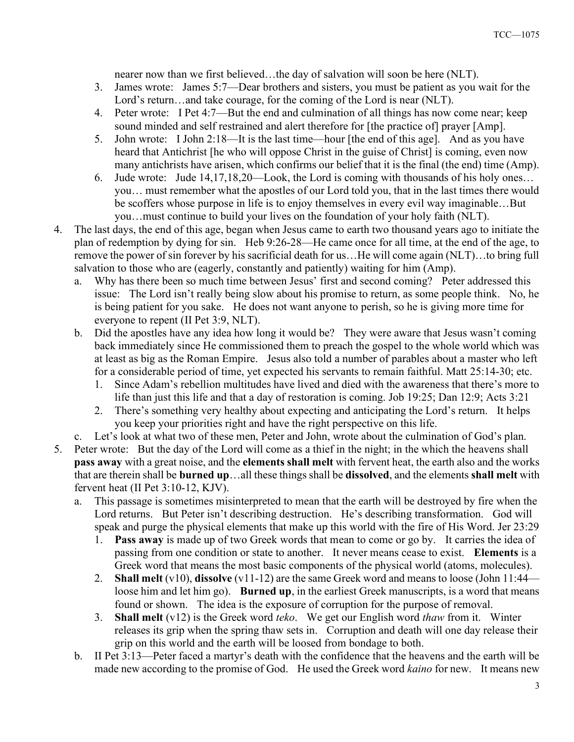nearer now than we first believed…the day of salvation will soon be here (NLT).

3. James wrote: James 5:7—Dear brothers and sisters, you must be patient as you wait for the Lord's return…and take courage, for the coming of the Lord is near (NLT).
4. Peter wrote: I Pet 4:7—But the end and culmination of all things has now come near; keep sound minded and self restrained and alert therefore for [the practice of] prayer [Amp].
5. John wrote: I John 2:18—It is the last time—hour [the end of this age]. And as you have heard that Antichrist [he who will oppose Christ in the guise of Christ] is coming, even now many antichrists have arisen, which confirms our belief that it is the final (the end) time (Amp).
6. Jude wrote: Jude 14,17,18,20—Look, the Lord is coming with thousands of his holy ones… you… must remember what the apostles of our Lord told you, that in the last times there would be scoffers whose purpose in life is to enjoy themselves in every evil way imaginable…But you…must continue to build your lives on the foundation of your holy faith (NLT).

4. The last days, the end of this age, began when Jesus came to earth two thousand years ago to initiate the plan of redemption by dying for sin. Heb 9:26-28—He came once for all time, at the end of the age, to remove the power of sin forever by his sacrificial death for us…He will come again (NLT)…to bring full salvation to those who are (eagerly, constantly and patiently) waiting for him (Amp).
   a. Why has there been so much time between Jesus' first and second coming? Peter addressed this issue: The Lord isn't really being slow about his promise to return, as some people think. No, he is being patient for you sake. He does not want anyone to perish, so he is giving more time for everyone to repent (II Pet 3:9, NLT).
   b. Did the apostles have any idea how long it would be? They were aware that Jesus wasn't coming back immediately since He commissioned them to preach the gospel to the whole world which was at least as big as the Roman Empire. Jesus also told a number of parables about a master who left for a considerable period of time, yet expected his servants to remain faithful. Matt 25:14-30; etc.
      1. Since Adam's rebellion multitudes have lived and died with the awareness that there's more to life than just this life and that a day of restoration is coming. Job 19:25; Dan 12:9; Acts 3:21
      2. There's something very healthy about expecting and anticipating the Lord's return. It helps you keep your priorities right and have the right perspective on this life.
   c. Let's look at what two of these men, Peter and John, wrote about the culmination of God's plan.
5. Peter wrote: But the day of the Lord will come as a thief in the night; in the which the heavens shall **pass away** with a great noise, and the **elements shall melt** with fervent heat, the earth also and the works that are therein shall be **burned up**…all these things shall be **dissolved**, and the elements **shall melt** with fervent heat (II Pet 3:10-12, KJV).
   a. This passage is sometimes misinterpreted to mean that the earth will be destroyed by fire when the Lord returns. But Peter isn't describing destruction. He's describing transformation. God will speak and purge the physical elements that make up this world with the fire of His Word. Jer 23:29
      1. **Pass away** is made up of two Greek words that mean to come or go by. It carries the idea of passing from one condition or state to another. It never means cease to exist. **Elements** is a Greek word that means the most basic components of the physical world (atoms, molecules).
      2. **Shall melt** (v10), **dissolve** (v11-12) are the same Greek word and means to loose (John 11:44—loose him and let him go). **Burned up**, in the earliest Greek manuscripts, is a word that means found or shown. The idea is the exposure of corruption for the purpose of removal.
      3. **Shall melt** (v12) is the Greek word *teko*. We get our English word *thaw* from it. Winter releases its grip when the spring thaw sets in. Corruption and death will one day release their grip on this world and the earth will be loosed from bondage to both.
   b. II Pet 3:13—Peter faced a martyr's death with the confidence that the heavens and the earth will be made new according to the promise of God. He used the Greek word *kaino* for new. It means new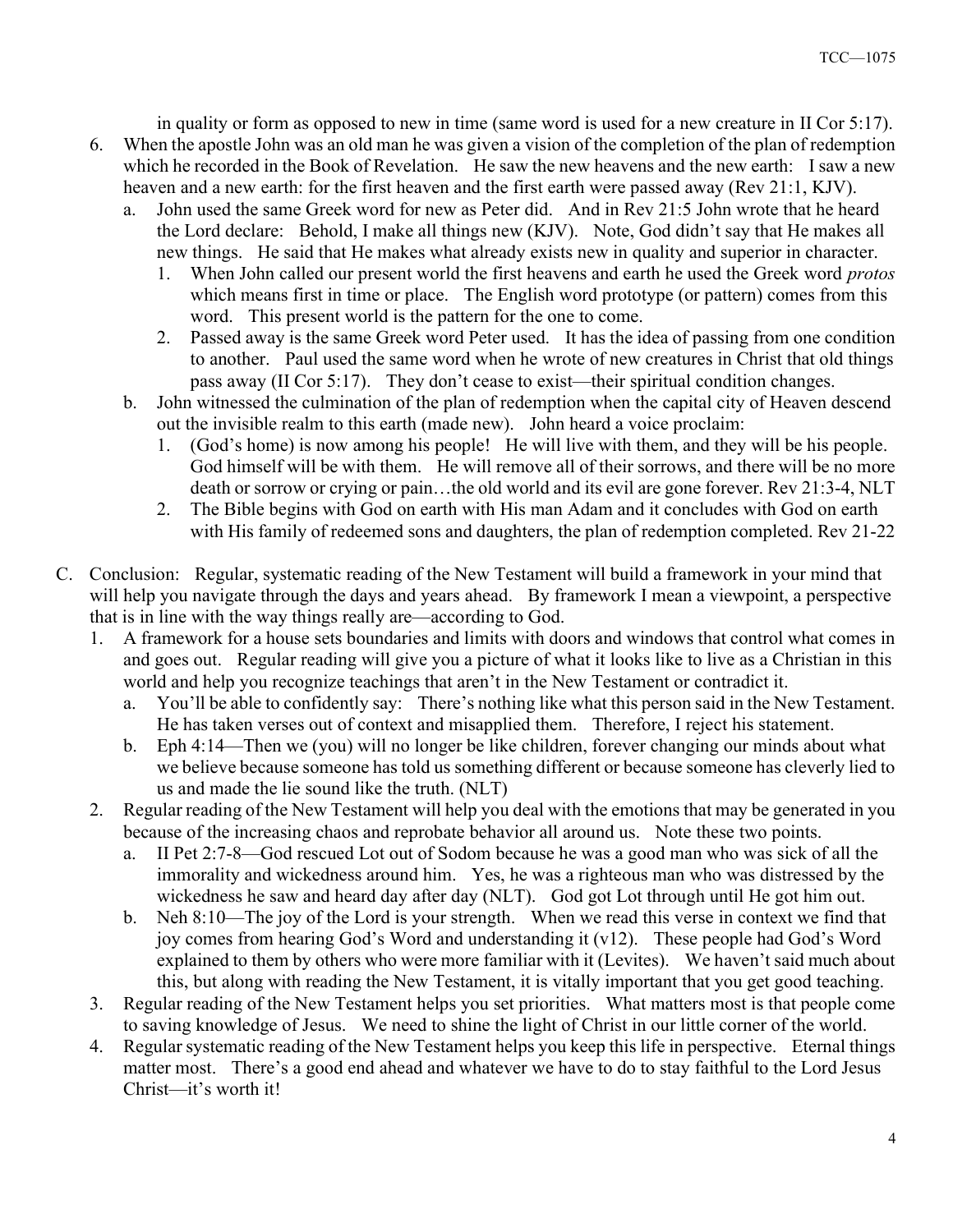in quality or form as opposed to new in time (same word is used for a new creature in II Cor 5:17).

6. When the apostle John was an old man he was given a vision of the completion of the plan of redemption which he recorded in the Book of Revelation. He saw the new heavens and the new earth: I saw a new heaven and a new earth: for the first heaven and the first earth were passed away (Rev 21:1, KJV).
   a. John used the same Greek word for new as Peter did. And in Rev 21:5 John wrote that he heard the Lord declare: Behold, I make all things new (KJV). Note, God didn't say that He makes all new things. He said that He makes what already exists new in quality and superior in character.
      1. When John called our present world the first heavens and earth he used the Greek word *protos* which means first in time or place. The English word prototype (or pattern) comes from this word. This present world is the pattern for the one to come.
      2. Passed away is the same Greek word Peter used. It has the idea of passing from one condition to another. Paul used the same word when he wrote of new creatures in Christ that old things pass away (II Cor 5:17). They don't cease to exist—their spiritual condition changes.
   b. John witnessed the culmination of the plan of redemption when the capital city of Heaven descend out the invisible realm to this earth (made new). John heard a voice proclaim:
      1. (God's home) is now among his people! He will live with them, and they will be his people. God himself will be with them. He will remove all of their sorrows, and there will be no more death or sorrow or crying or pain…the old world and its evil are gone forever. Rev 21:3-4, NLT
      2. The Bible begins with God on earth with His man Adam and it concludes with God on earth with His family of redeemed sons and daughters, the plan of redemption completed. Rev 21-22

C. Conclusion: Regular, systematic reading of the New Testament will build a framework in your mind that will help you navigate through the days and years ahead. By framework I mean a viewpoint, a perspective that is in line with the way things really are—according to God.
   1. A framework for a house sets boundaries and limits with doors and windows that control what comes in and goes out. Regular reading will give you a picture of what it looks like to live as a Christian in this world and help you recognize teachings that aren't in the New Testament or contradict it.
      a. You'll be able to confidently say: There's nothing like what this person said in the New Testament. He has taken verses out of context and misapplied them. Therefore, I reject his statement.
      b. Eph 4:14—Then we (you) will no longer be like children, forever changing our minds about what we believe because someone has told us something different or because someone has cleverly lied to us and made the lie sound like the truth. (NLT)
   2. Regular reading of the New Testament will help you deal with the emotions that may be generated in you because of the increasing chaos and reprobate behavior all around us. Note these two points.
      a. II Pet 2:7-8—God rescued Lot out of Sodom because he was a good man who was sick of all the immorality and wickedness around him. Yes, he was a righteous man who was distressed by the wickedness he saw and heard day after day (NLT). God got Lot through until He got him out.
      b. Neh 8:10—The joy of the Lord is your strength. When we read this verse in context we find that joy comes from hearing God's Word and understanding it (v12). These people had God's Word explained to them by others who were more familiar with it (Levites). We haven't said much about this, but along with reading the New Testament, it is vitally important that you get good teaching.
   3. Regular reading of the New Testament helps you set priorities. What matters most is that people come to saving knowledge of Jesus. We need to shine the light of Christ in our little corner of the world.
   4. Regular systematic reading of the New Testament helps you keep this life in perspective. Eternal things matter most. There's a good end ahead and whatever we have to do to stay faithful to the Lord Jesus Christ—it's worth it!